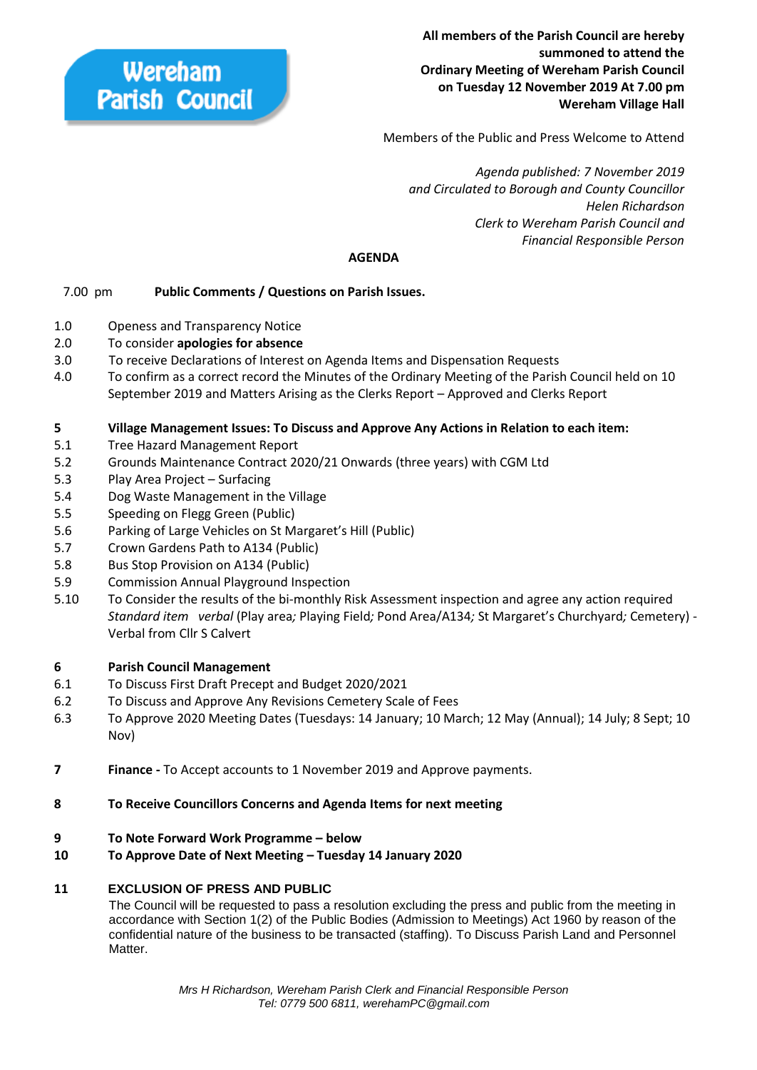**Wereham Parish Council**

**All members of the Parish Council are hereby summoned to attend the Ordinary Meeting of Wereham Parish Council on Tuesday 12 November 2019 At 7.00 pm Wereham Village Hall**

Members of the Public and Press Welcome to Attend

*Agenda published: 7 November 2019 and Circulated to Borough and County Councillor Helen Richardson Clerk to Wereham Parish Council and Financial Responsible Person*

## AGENDA

7.00 pm **Public Comments / Questions on Parish Issues.**

1.0 Openess and Transparency Notice
2.0 To consider **apologies for absence**
3.0 To receive Declarations of Interest on Agenda Items and Dispensation Requests
4.0 To confirm as a correct record the Minutes of the Ordinary Meeting of the Parish Council held on 10 September 2019 and Matters Arising as the Clerks Report – Approved and Clerks Report

**5 Village Management Issues: To Discuss and Approve Any Actions in Relation to each item:**

5.1 Tree Hazard Management Report
5.2 Grounds Maintenance Contract 2020/21 Onwards (three years) with CGM Ltd
5.3 Play Area Project – Surfacing
5.4 Dog Waste Management in the Village
5.5 Speeding on Flegg Green (Public)
5.6 Parking of Large Vehicles on St Margaret's Hill (Public)
5.7 Crown Gardens Path to A134 (Public)
5.8 Bus Stop Provision on A134 (Public)
5.9 Commission Annual Playground Inspection
5.10 To Consider the results of the bi-monthly Risk Assessment inspection and agree any action required *Standard item verbal* (Play area*;* Playing Field*;* Pond Area/A134*;* St Margaret's Churchyard*;* Cemetery) - Verbal from Cllr S Calvert

**6 Parish Council Management**

6.1 To Discuss First Draft Precept and Budget 2020/2021
6.2 To Discuss and Approve Any Revisions Cemetery Scale of Fees
6.3 To Approve 2020 Meeting Dates (Tuesdays: 14 January; 10 March; 12 May (Annual); 14 July; 8 Sept; 10 Nov)

**7 Finance -** To Accept accounts to 1 November 2019 and Approve payments.

**8 To Receive Councillors Concerns and Agenda Items for next meeting**

**9 To Note Forward Work Programme – below**

**10 To Approve Date of Next Meeting – Tuesday 14 January 2020**

**11 EXCLUSION OF PRESS AND PUBLIC**

The Council will be requested to pass a resolution excluding the press and public from the meeting in accordance with Section 1(2) of the Public Bodies (Admission to Meetings) Act 1960 by reason of the confidential nature of the business to be transacted (staffing). To Discuss Parish Land and Personnel Matter.

*Mrs H Richardson, Wereham Parish Clerk and Financial Responsible Person*
*Tel: 0779 500 6811, werehamPC@gmail.com*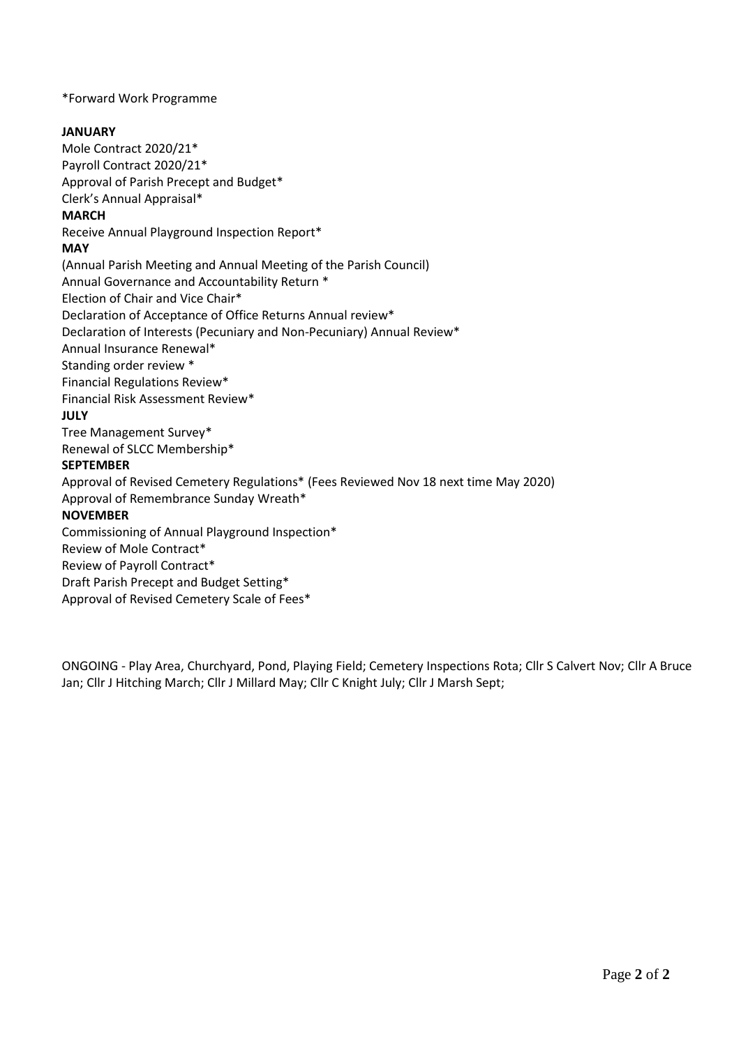*Forward Work Programme

**JANUARY**

Mole Contract 2020/21*
Payroll Contract 2020/21*
Approval of Parish Precept and Budget*
Clerk's Annual Appraisal*

**MARCH**

Receive Annual Playground Inspection Report*

**MAY**

(Annual Parish Meeting and Annual Meeting of the Parish Council)
Annual Governance and Accountability Return *
Election of Chair and Vice Chair*
Declaration of Acceptance of Office Returns Annual review*
Declaration of Interests (Pecuniary and Non-Pecuniary) Annual Review*
Annual Insurance Renewal*
Standing order review *
Financial Regulations Review*
Financial Risk Assessment Review*

**JULY**

Tree Management Survey*
Renewal of SLCC Membership*

**SEPTEMBER**

Approval of Revised Cemetery Regulations* (Fees Reviewed Nov 18 next time May 2020)
Approval of Remembrance Sunday Wreath*

**NOVEMBER**

Commissioning of Annual Playground Inspection*
Review of Mole Contract*
Review of Payroll Contract*
Draft Parish Precept and Budget Setting*
Approval of Revised Cemetery Scale of Fees*

ONGOING - Play Area, Churchyard, Pond, Playing Field; Cemetery Inspections Rota; Cllr S Calvert Nov; Cllr A Bruce Jan; Cllr J Hitching March; Cllr J Millard May; Cllr C Knight July; Cllr J Marsh Sept;